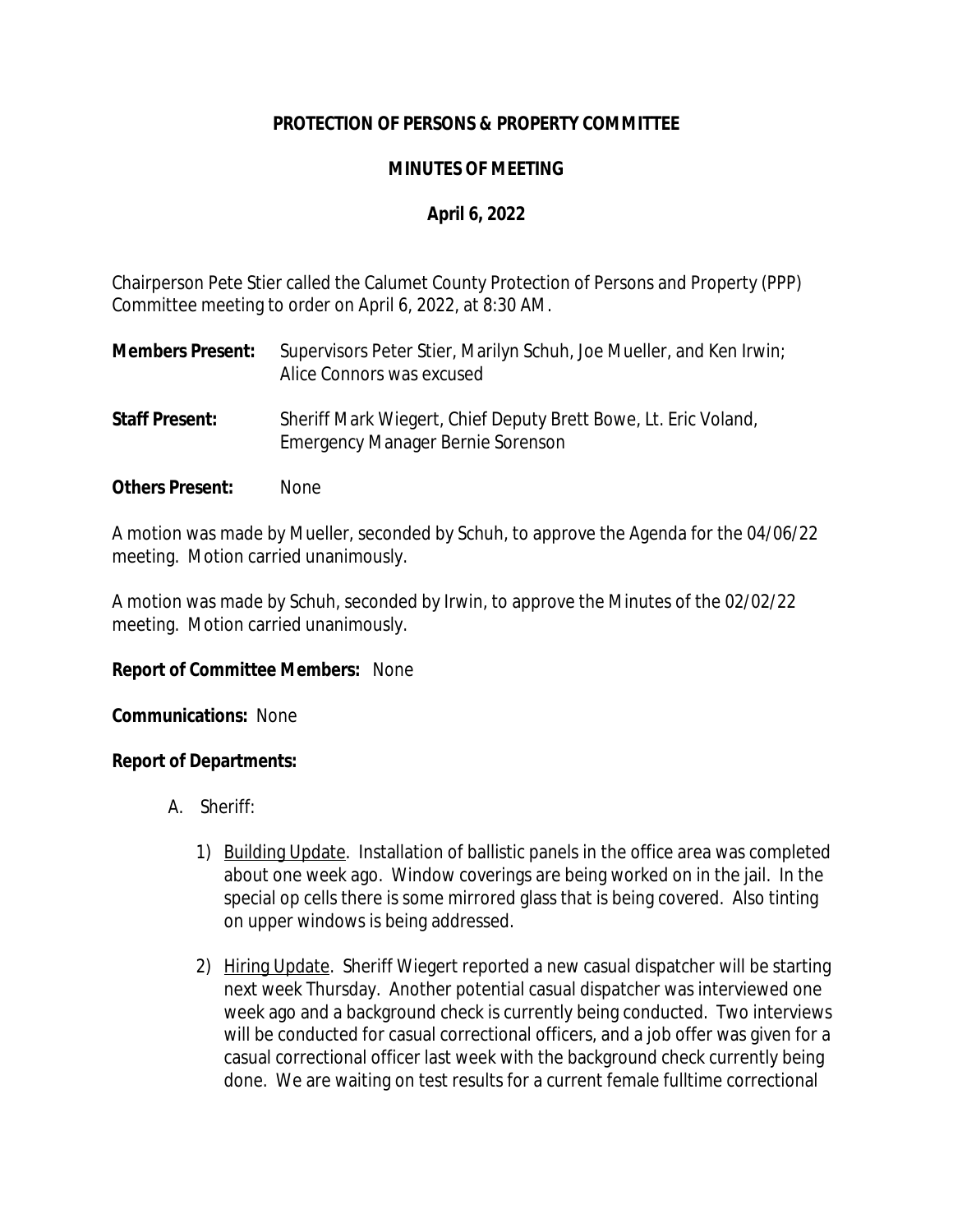**PROTECTION OF PERSONS & PROPERTY COMMITTEE**

**MINUTES OF MEETING**

**April 6, 2022**

Chairperson Pete Stier called the Calumet County Protection of Persons and Property (PPP) Committee meeting to order on April 6, 2022, at 8:30 AM.

**Members Present:** Supervisors Peter Stier, Marilyn Schuh, Joe Mueller, and Ken Irwin; Alice Connors was excused

**Staff Present:** Sheriff Mark Wiegert, Chief Deputy Brett Bowe, Lt. Eric Voland, Emergency Manager Bernie Sorenson

**Others Present:** None

A motion was made by Mueller, seconded by Schuh, to approve the Agenda for the 04/06/22 meeting. Motion carried unanimously.

A motion was made by Schuh, seconded by Irwin, to approve the Minutes of the 02/02/22 meeting. Motion carried unanimously.

**Report of Committee Members:** None

**Communications:** None

**Report of Departments:**

A. Sheriff:

1) Building Update. Installation of ballistic panels in the office area was completed about one week ago. Window coverings are being worked on in the jail. In the special op cells there is some mirrored glass that is being covered. Also tinting on upper windows is being addressed.

2) Hiring Update. Sheriff Wiegert reported a new casual dispatcher will be starting next week Thursday. Another potential casual dispatcher was interviewed one week ago and a background check is currently being conducted. Two interviews will be conducted for casual correctional officers, and a job offer was given for a casual correctional officer last week with the background check currently being done. We are waiting on test results for a current female fulltime correctional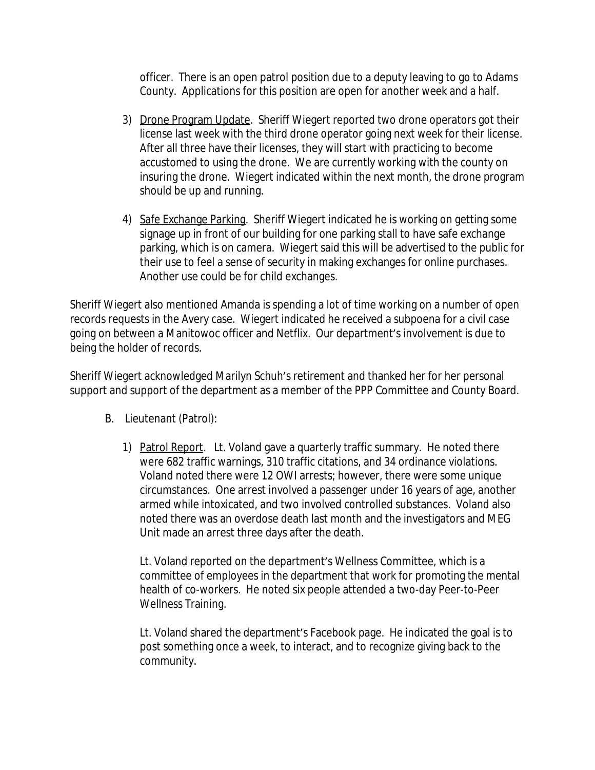officer. There is an open patrol position due to a deputy leaving to go to Adams County. Applications for this position are open for another week and a half.

3) Drone Program Update. Sheriff Wiegert reported two drone operators got their license last week with the third drone operator going next week for their license. After all three have their licenses, they will start with practicing to become accustomed to using the drone. We are currently working with the county on insuring the drone. Wiegert indicated within the next month, the drone program should be up and running.

4) Safe Exchange Parking. Sheriff Wiegert indicated he is working on getting some signage up in front of our building for one parking stall to have safe exchange parking, which is on camera. Wiegert said this will be advertised to the public for their use to feel a sense of security in making exchanges for online purchases. Another use could be for child exchanges.

Sheriff Wiegert also mentioned Amanda is spending a lot of time working on a number of open records requests in the Avery case. Wiegert indicated he received a subpoena for a civil case going on between a Manitowoc officer and Netflix. Our department's involvement is due to being the holder of records.

Sheriff Wiegert acknowledged Marilyn Schuh's retirement and thanked her for her personal support and support of the department as a member of the PPP Committee and County Board.

B. Lieutenant (Patrol):

1) Patrol Report. Lt. Voland gave a quarterly traffic summary. He noted there were 682 traffic warnings, 310 traffic citations, and 34 ordinance violations. Voland noted there were 12 OWI arrests; however, there were some unique circumstances. One arrest involved a passenger under 16 years of age, another armed while intoxicated, and two involved controlled substances. Voland also noted there was an overdose death last month and the investigators and MEG Unit made an arrest three days after the death.

   Lt. Voland reported on the department's Wellness Committee, which is a committee of employees in the department that work for promoting the mental health of co-workers. He noted six people attended a two-day Peer-to-Peer Wellness Training.

   Lt. Voland shared the department's Facebook page. He indicated the goal is to post something once a week, to interact, and to recognize giving back to the community.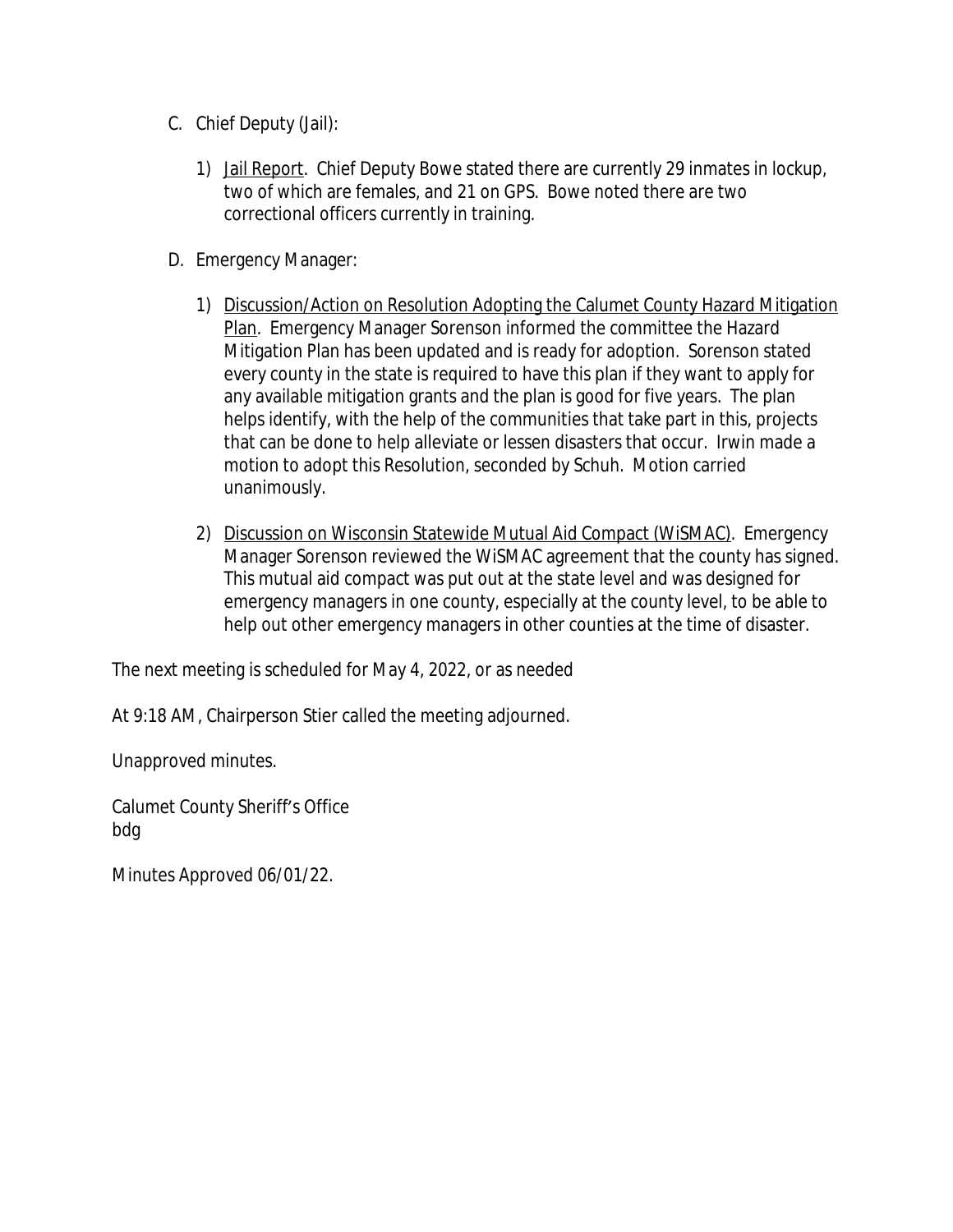C. Chief Deputy (Jail):

   1) Jail Report. Chief Deputy Bowe stated there are currently 29 inmates in lockup, two of which are females, and 21 on GPS. Bowe noted there are two correctional officers currently in training.

D. Emergency Manager:

   1) Discussion/Action on Resolution Adopting the Calumet County Hazard Mitigation Plan. Emergency Manager Sorenson informed the committee the Hazard Mitigation Plan has been updated and is ready for adoption. Sorenson stated every county in the state is required to have this plan if they want to apply for any available mitigation grants and the plan is good for five years. The plan helps identify, with the help of the communities that take part in this, projects that can be done to help alleviate or lessen disasters that occur. Irwin made a motion to adopt this Resolution, seconded by Schuh. Motion carried unanimously.

   2) Discussion on Wisconsin Statewide Mutual Aid Compact (WiSMAC). Emergency Manager Sorenson reviewed the WiSMAC agreement that the county has signed. This mutual aid compact was put out at the state level and was designed for emergency managers in one county, especially at the county level, to be able to help out other emergency managers in other counties at the time of disaster.

The next meeting is scheduled for May 4, 2022, or as needed

At 9:18 AM, Chairperson Stier called the meeting adjourned.

Unapproved minutes.

Calumet County Sheriff's Office
bdg

Minutes Approved 06/01/22.